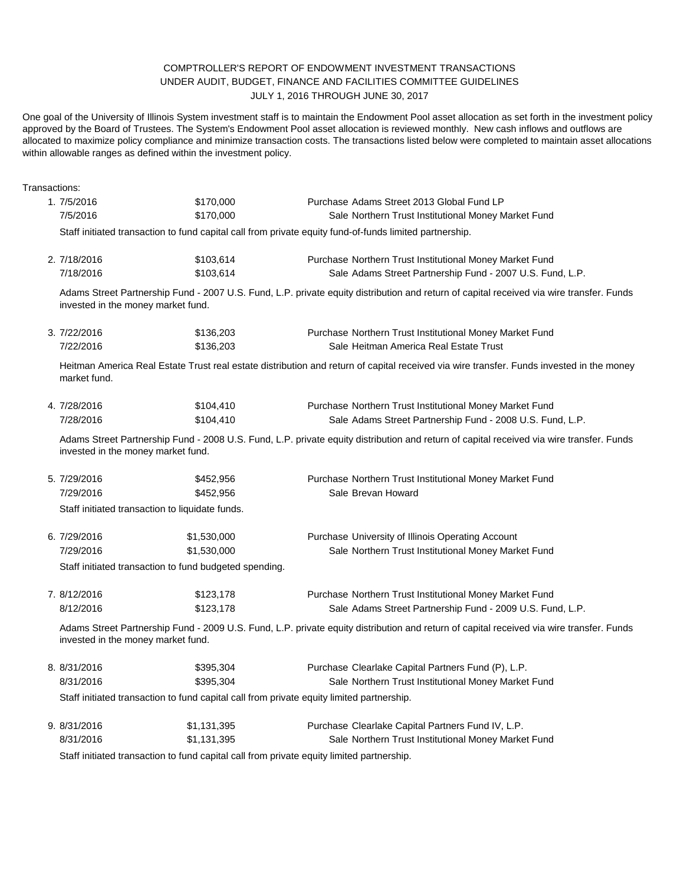# COMPTROLLER'S REPORT OF ENDOWMENT INVESTMENT TRANSACTIONS
## UNDER AUDIT, BUDGET, FINANCE AND FACILITIES COMMITTEE GUIDELINES
### JULY 1, 2016 THROUGH JUNE 30, 2017

One goal of the University of Illinois System investment staff is to maintain the Endowment Pool asset allocation as set forth in the investment policy approved by the Board of Trustees. The System's Endowment Pool asset allocation is reviewed monthly. New cash inflows and outflows are allocated to maximize policy compliance and minimize transaction costs. The transactions listed below were completed to maintain asset allocations within allowable ranges as defined within the investment policy.

Transactions:

1. 7/5/2016 — $170,000 — Purchase Adams Street 2013 Global Fund LP
   7/5/2016 — $170,000 — Sale Northern Trust Institutional Money Market Fund

   Staff initiated transaction to fund capital call from private equity fund-of-funds limited partnership.

2. 7/18/2016 — $103,614 — Purchase Northern Trust Institutional Money Market Fund
   7/18/2016 — $103,614 — Sale Adams Street Partnership Fund - 2007 U.S. Fund, L.P.

   Adams Street Partnership Fund - 2007 U.S. Fund, L.P. private equity distribution and return of capital received via wire transfer. Funds invested in the money market fund.

3. 7/22/2016 — $136,203 — Purchase Northern Trust Institutional Money Market Fund
   7/22/2016 — $136,203 — Sale Heitman America Real Estate Trust

   Heitman America Real Estate Trust real estate distribution and return of capital received via wire transfer. Funds invested in the money market fund.

4. 7/28/2016 — $104,410 — Purchase Northern Trust Institutional Money Market Fund
   7/28/2016 — $104,410 — Sale Adams Street Partnership Fund - 2008 U.S. Fund, L.P.

   Adams Street Partnership Fund - 2008 U.S. Fund, L.P. private equity distribution and return of capital received via wire transfer. Funds invested in the money market fund.

5. 7/29/2016 — $452,956 — Purchase Northern Trust Institutional Money Market Fund
   7/29/2016 — $452,956 — Sale Brevan Howard

   Staff initiated transaction to liquidate funds.

6. 7/29/2016 — $1,530,000 — Purchase University of Illinois Operating Account
   7/29/2016 — $1,530,000 — Sale Northern Trust Institutional Money Market Fund

   Staff initiated transaction to fund budgeted spending.

7. 8/12/2016 — $123,178 — Purchase Northern Trust Institutional Money Market Fund
   8/12/2016 — $123,178 — Sale Adams Street Partnership Fund - 2009 U.S. Fund, L.P.

   Adams Street Partnership Fund - 2009 U.S. Fund, L.P. private equity distribution and return of capital received via wire transfer. Funds invested in the money market fund.

8. 8/31/2016 — $395,304 — Purchase Clearlake Capital Partners Fund (P), L.P.
   8/31/2016 — $395,304 — Sale Northern Trust Institutional Money Market Fund

   Staff initiated transaction to fund capital call from private equity limited partnership.

9. 8/31/2016 — $1,131,395 — Purchase Clearlake Capital Partners Fund IV, L.P.
   8/31/2016 — $1,131,395 — Sale Northern Trust Institutional Money Market Fund

   Staff initiated transaction to fund capital call from private equity limited partnership.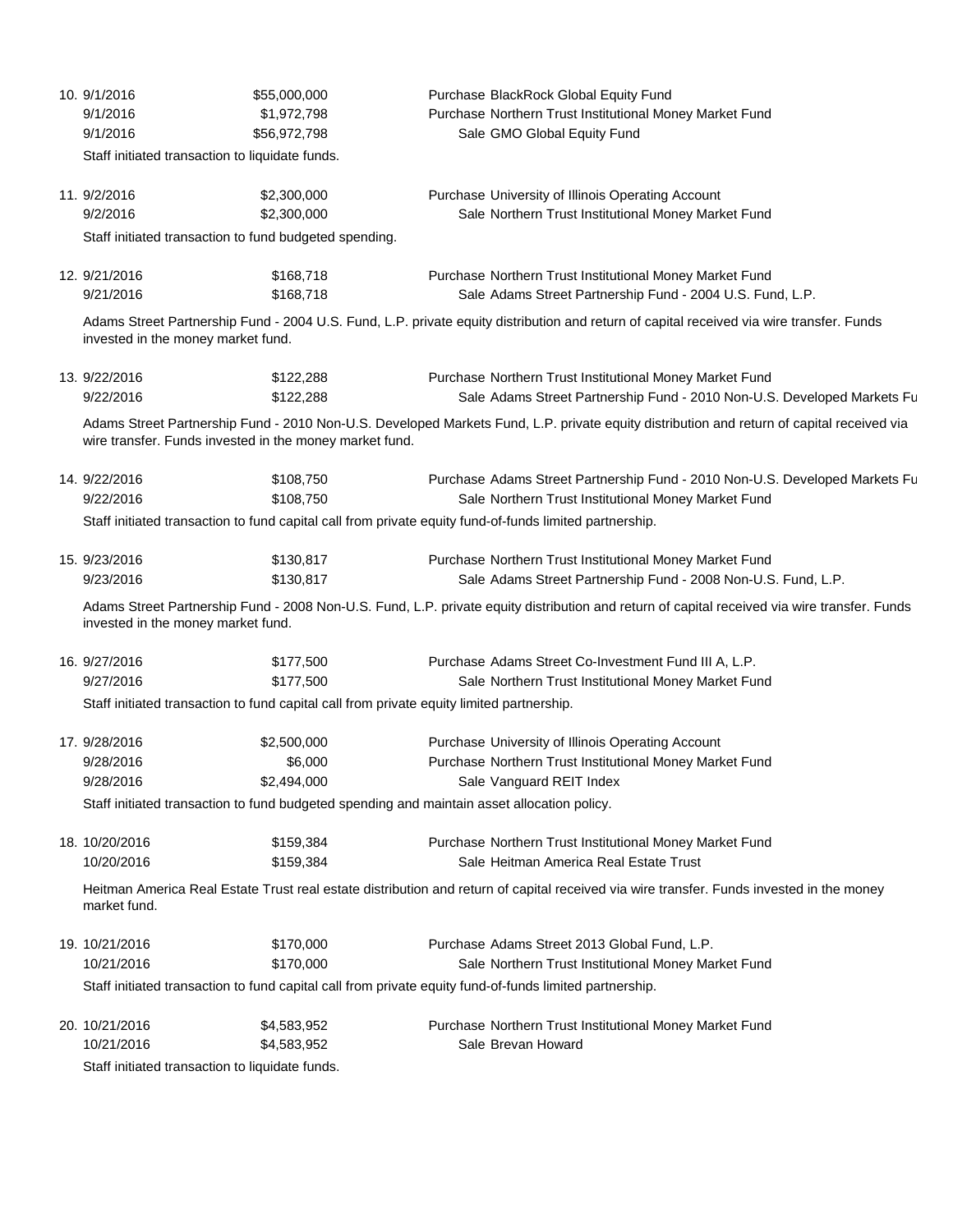10. 9/1/2016 — $55,000,000 — Purchase BlackRock Global Equity Fund
    9/1/2016 — $1,972,798 — Purchase Northern Trust Institutional Money Market Fund
    9/1/2016 — $56,972,798 — Sale GMO Global Equity Fund

    Staff initiated transaction to liquidate funds.

11. 9/2/2016 — $2,300,000 — Purchase University of Illinois Operating Account
    9/2/2016 — $2,300,000 — Sale Northern Trust Institutional Money Market Fund

    Staff initiated transaction to fund budgeted spending.

12. 9/21/2016 — $168,718 — Purchase Northern Trust Institutional Money Market Fund
    9/21/2016 — $168,718 — Sale Adams Street Partnership Fund - 2004 U.S. Fund, L.P.

    Adams Street Partnership Fund - 2004 U.S. Fund, L.P. private equity distribution and return of capital received via wire transfer. Funds invested in the money market fund.

13. 9/22/2016 — $122,288 — Purchase Northern Trust Institutional Money Market Fund
    9/22/2016 — $122,288 — Sale Adams Street Partnership Fund - 2010 Non-U.S. Developed Markets Fu

    Adams Street Partnership Fund - 2010 Non-U.S. Developed Markets Fund, L.P. private equity distribution and return of capital received via wire transfer. Funds invested in the money market fund.

14. 9/22/2016 — $108,750 — Purchase Adams Street Partnership Fund - 2010 Non-U.S. Developed Markets Fu
    9/22/2016 — $108,750 — Sale Northern Trust Institutional Money Market Fund

    Staff initiated transaction to fund capital call from private equity fund-of-funds limited partnership.

15. 9/23/2016 — $130,817 — Purchase Northern Trust Institutional Money Market Fund
    9/23/2016 — $130,817 — Sale Adams Street Partnership Fund - 2008 Non-U.S. Fund, L.P.

    Adams Street Partnership Fund - 2008 Non-U.S. Fund, L.P. private equity distribution and return of capital received via wire transfer. Funds invested in the money market fund.

16. 9/27/2016 — $177,500 — Purchase Adams Street Co-Investment Fund III A, L.P.
    9/27/2016 — $177,500 — Sale Northern Trust Institutional Money Market Fund

    Staff initiated transaction to fund capital call from private equity limited partnership.

17. 9/28/2016 — $2,500,000 — Purchase University of Illinois Operating Account
    9/28/2016 — $6,000 — Purchase Northern Trust Institutional Money Market Fund
    9/28/2016 — $2,494,000 — Sale Vanguard REIT Index

    Staff initiated transaction to fund budgeted spending and maintain asset allocation policy.

18. 10/20/2016 — $159,384 — Purchase Northern Trust Institutional Money Market Fund
    10/20/2016 — $159,384 — Sale Heitman America Real Estate Trust

    Heitman America Real Estate Trust real estate distribution and return of capital received via wire transfer. Funds invested in the money market fund.

19. 10/21/2016 — $170,000 — Purchase Adams Street 2013 Global Fund, L.P.
    10/21/2016 — $170,000 — Sale Northern Trust Institutional Money Market Fund

    Staff initiated transaction to fund capital call from private equity fund-of-funds limited partnership.

20. 10/21/2016 — $4,583,952 — Purchase Northern Trust Institutional Money Market Fund
    10/21/2016 — $4,583,952 — Sale Brevan Howard

    Staff initiated transaction to liquidate funds.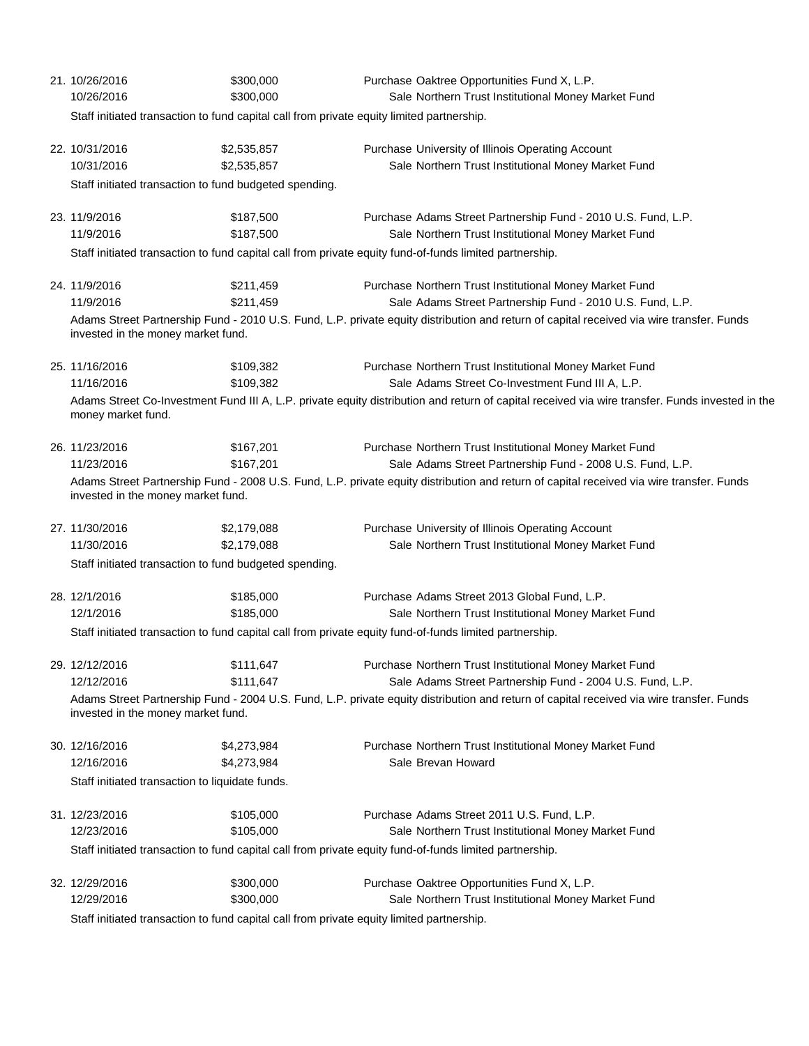21. 10/26/2016 | $300,000 | Purchase Oaktree Opportunities Fund X, L.P.
    10/26/2016 | $300,000 | Sale Northern Trust Institutional Money Market Fund

    Staff initiated transaction to fund capital call from private equity limited partnership.

22. 10/31/2016 | $2,535,857 | Purchase University of Illinois Operating Account
    10/31/2016 | $2,535,857 | Sale Northern Trust Institutional Money Market Fund

    Staff initiated transaction to fund budgeted spending.

23. 11/9/2016 | $187,500 | Purchase Adams Street Partnership Fund - 2010 U.S. Fund, L.P.
    11/9/2016 | $187,500 | Sale Northern Trust Institutional Money Market Fund

    Staff initiated transaction to fund capital call from private equity fund-of-funds limited partnership.

24. 11/9/2016 | $211,459 | Purchase Northern Trust Institutional Money Market Fund
    11/9/2016 | $211,459 | Sale Adams Street Partnership Fund - 2010 U.S. Fund, L.P.

    Adams Street Partnership Fund - 2010 U.S. Fund, L.P. private equity distribution and return of capital received via wire transfer. Funds invested in the money market fund.

25. 11/16/2016 | $109,382 | Purchase Northern Trust Institutional Money Market Fund
    11/16/2016 | $109,382 | Sale Adams Street Co-Investment Fund III A, L.P.

    Adams Street Co-Investment Fund III A, L.P. private equity distribution and return of capital received via wire transfer. Funds invested in the money market fund.

26. 11/23/2016 | $167,201 | Purchase Northern Trust Institutional Money Market Fund
    11/23/2016 | $167,201 | Sale Adams Street Partnership Fund - 2008 U.S. Fund, L.P.

    Adams Street Partnership Fund - 2008 U.S. Fund, L.P. private equity distribution and return of capital received via wire transfer. Funds invested in the money market fund.

27. 11/30/2016 | $2,179,088 | Purchase University of Illinois Operating Account
    11/30/2016 | $2,179,088 | Sale Northern Trust Institutional Money Market Fund

    Staff initiated transaction to fund budgeted spending.

28. 12/1/2016 | $185,000 | Purchase Adams Street 2013 Global Fund, L.P.
    12/1/2016 | $185,000 | Sale Northern Trust Institutional Money Market Fund

    Staff initiated transaction to fund capital call from private equity fund-of-funds limited partnership.

29. 12/12/2016 | $111,647 | Purchase Northern Trust Institutional Money Market Fund
    12/12/2016 | $111,647 | Sale Adams Street Partnership Fund - 2004 U.S. Fund, L.P.

    Adams Street Partnership Fund - 2004 U.S. Fund, L.P. private equity distribution and return of capital received via wire transfer. Funds invested in the money market fund.

30. 12/16/2016 | $4,273,984 | Purchase Northern Trust Institutional Money Market Fund
    12/16/2016 | $4,273,984 | Sale Brevan Howard

    Staff initiated transaction to liquidate funds.

31. 12/23/2016 | $105,000 | Purchase Adams Street 2011 U.S. Fund, L.P.
    12/23/2016 | $105,000 | Sale Northern Trust Institutional Money Market Fund

    Staff initiated transaction to fund capital call from private equity fund-of-funds limited partnership.

32. 12/29/2016 | $300,000 | Purchase Oaktree Opportunities Fund X, L.P.
    12/29/2016 | $300,000 | Sale Northern Trust Institutional Money Market Fund

    Staff initiated transaction to fund capital call from private equity limited partnership.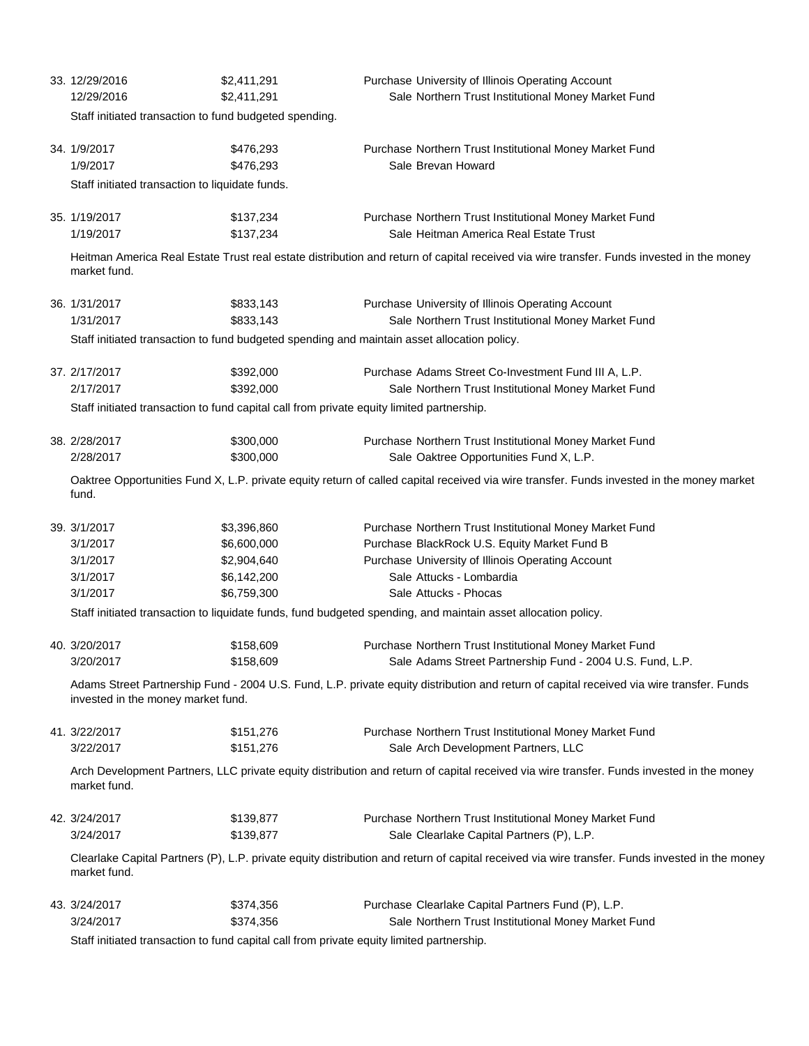33. 12/29/2016 $2,411,291 Purchase University of Illinois Operating Account
    12/29/2016 $2,411,291 Sale Northern Trust Institutional Money Market Fund

    Staff initiated transaction to fund budgeted spending.

34. 1/9/2017 $476,293 Purchase Northern Trust Institutional Money Market Fund
    1/9/2017 $476,293 Sale Brevan Howard

    Staff initiated transaction to liquidate funds.

35. 1/19/2017 $137,234 Purchase Northern Trust Institutional Money Market Fund
    1/19/2017 $137,234 Sale Heitman America Real Estate Trust

    Heitman America Real Estate Trust real estate distribution and return of capital received via wire transfer. Funds invested in the money market fund.

36. 1/31/2017 $833,143 Purchase University of Illinois Operating Account
    1/31/2017 $833,143 Sale Northern Trust Institutional Money Market Fund

    Staff initiated transaction to fund budgeted spending and maintain asset allocation policy.

37. 2/17/2017 $392,000 Purchase Adams Street Co-Investment Fund III A, L.P.
    2/17/2017 $392,000 Sale Northern Trust Institutional Money Market Fund

    Staff initiated transaction to fund capital call from private equity limited partnership.

38. 2/28/2017 $300,000 Purchase Northern Trust Institutional Money Market Fund
    2/28/2017 $300,000 Sale Oaktree Opportunities Fund X, L.P.

    Oaktree Opportunities Fund X, L.P. private equity return of called capital received via wire transfer. Funds invested in the money market fund.

39. 3/1/2017 $3,396,860 Purchase Northern Trust Institutional Money Market Fund
    3/1/2017 $6,600,000 Purchase BlackRock U.S. Equity Market Fund B
    3/1/2017 $2,904,640 Purchase University of Illinois Operating Account
    3/1/2017 $6,142,200 Sale Attucks - Lombardia
    3/1/2017 $6,759,300 Sale Attucks - Phocas

    Staff initiated transaction to liquidate funds, fund budgeted spending, and maintain asset allocation policy.

40. 3/20/2017 $158,609 Purchase Northern Trust Institutional Money Market Fund
    3/20/2017 $158,609 Sale Adams Street Partnership Fund - 2004 U.S. Fund, L.P.

    Adams Street Partnership Fund - 2004 U.S. Fund, L.P. private equity distribution and return of capital received via wire transfer. Funds invested in the money market fund.

41. 3/22/2017 $151,276 Purchase Northern Trust Institutional Money Market Fund
    3/22/2017 $151,276 Sale Arch Development Partners, LLC

    Arch Development Partners, LLC private equity distribution and return of capital received via wire transfer. Funds invested in the money market fund.

42. 3/24/2017 $139,877 Purchase Northern Trust Institutional Money Market Fund
    3/24/2017 $139,877 Sale Clearlake Capital Partners (P), L.P.

    Clearlake Capital Partners (P), L.P. private equity distribution and return of capital received via wire transfer. Funds invested in the money market fund.

43. 3/24/2017 $374,356 Purchase Clearlake Capital Partners Fund (P), L.P.
    3/24/2017 $374,356 Sale Northern Trust Institutional Money Market Fund

    Staff initiated transaction to fund capital call from private equity limited partnership.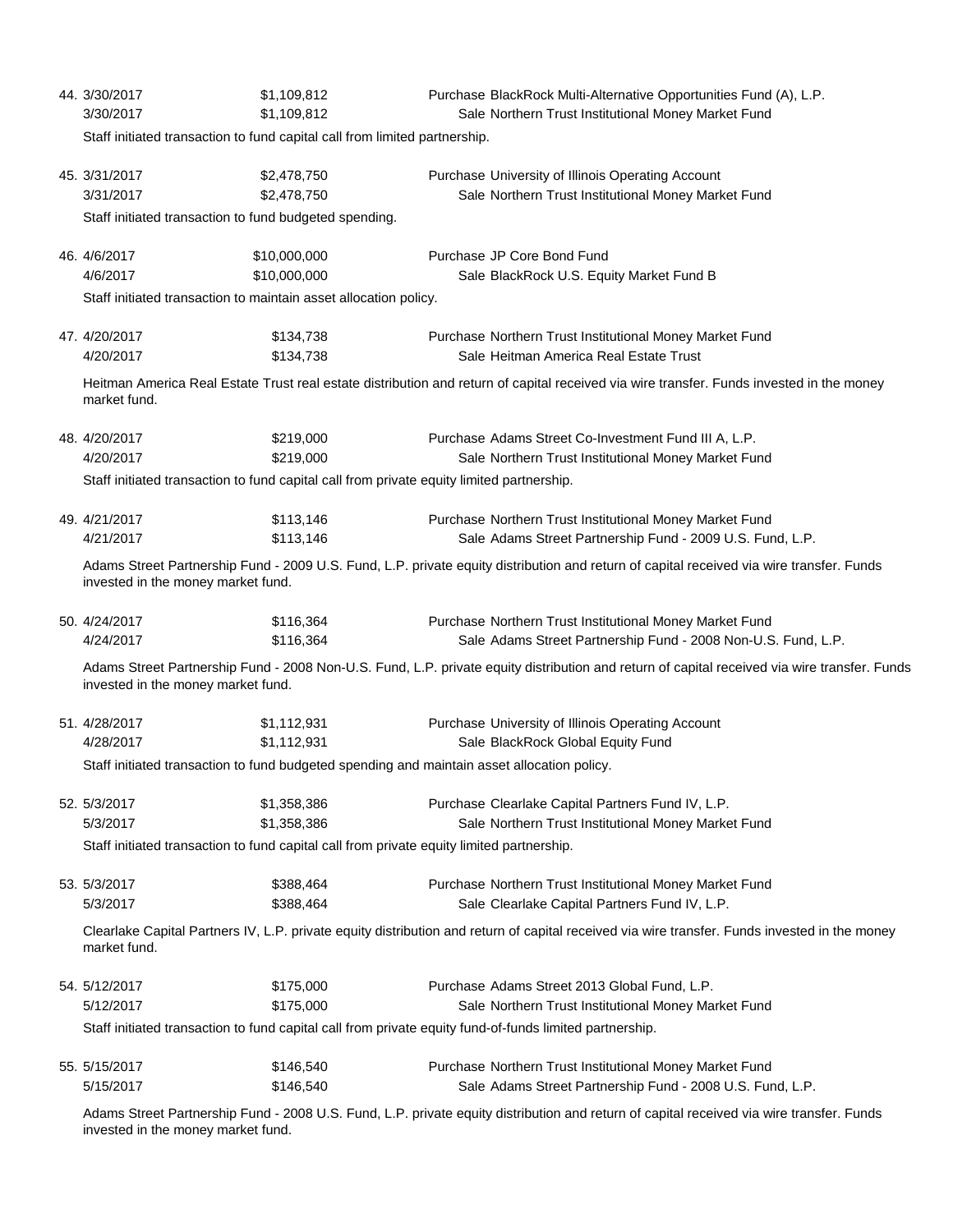44. 3/30/2017 | $1,109,812 | Purchase BlackRock Multi-Alternative Opportunities Fund (A), L.P.
3/30/2017 | $1,109,812 | Sale Northern Trust Institutional Money Market Fund

Staff initiated transaction to fund capital call from limited partnership.

45. 3/31/2017 | $2,478,750 | Purchase University of Illinois Operating Account
3/31/2017 | $2,478,750 | Sale Northern Trust Institutional Money Market Fund

Staff initiated transaction to fund budgeted spending.

46. 4/6/2017 | $10,000,000 | Purchase JP Core Bond Fund
4/6/2017 | $10,000,000 | Sale BlackRock U.S. Equity Market Fund B

Staff initiated transaction to maintain asset allocation policy.

47. 4/20/2017 | $134,738 | Purchase Northern Trust Institutional Money Market Fund
4/20/2017 | $134,738 | Sale Heitman America Real Estate Trust

Heitman America Real Estate Trust real estate distribution and return of capital received via wire transfer. Funds invested in the money market fund.

48. 4/20/2017 | $219,000 | Purchase Adams Street Co-Investment Fund III A, L.P.
4/20/2017 | $219,000 | Sale Northern Trust Institutional Money Market Fund

Staff initiated transaction to fund capital call from private equity limited partnership.

49. 4/21/2017 | $113,146 | Purchase Northern Trust Institutional Money Market Fund
4/21/2017 | $113,146 | Sale Adams Street Partnership Fund - 2009 U.S. Fund, L.P.

Adams Street Partnership Fund - 2009 U.S. Fund, L.P. private equity distribution and return of capital received via wire transfer. Funds invested in the money market fund.

50. 4/24/2017 | $116,364 | Purchase Northern Trust Institutional Money Market Fund
4/24/2017 | $116,364 | Sale Adams Street Partnership Fund - 2008 Non-U.S. Fund, L.P.

Adams Street Partnership Fund - 2008 Non-U.S. Fund, L.P. private equity distribution and return of capital received via wire transfer. Funds invested in the money market fund.

51. 4/28/2017 | $1,112,931 | Purchase University of Illinois Operating Account
4/28/2017 | $1,112,931 | Sale BlackRock Global Equity Fund

Staff initiated transaction to fund budgeted spending and maintain asset allocation policy.

52. 5/3/2017 | $1,358,386 | Purchase Clearlake Capital Partners Fund IV, L.P.
5/3/2017 | $1,358,386 | Sale Northern Trust Institutional Money Market Fund

Staff initiated transaction to fund capital call from private equity limited partnership.

53. 5/3/2017 | $388,464 | Purchase Northern Trust Institutional Money Market Fund
5/3/2017 | $388,464 | Sale Clearlake Capital Partners Fund IV, L.P.

Clearlake Capital Partners IV, L.P. private equity distribution and return of capital received via wire transfer. Funds invested in the money market fund.

54. 5/12/2017 | $175,000 | Purchase Adams Street 2013 Global Fund, L.P.
5/12/2017 | $175,000 | Sale Northern Trust Institutional Money Market Fund

Staff initiated transaction to fund capital call from private equity fund-of-funds limited partnership.

55. 5/15/2017 | $146,540 | Purchase Northern Trust Institutional Money Market Fund
5/15/2017 | $146,540 | Sale Adams Street Partnership Fund - 2008 U.S. Fund, L.P.

Adams Street Partnership Fund - 2008 U.S. Fund, L.P. private equity distribution and return of capital received via wire transfer. Funds invested in the money market fund.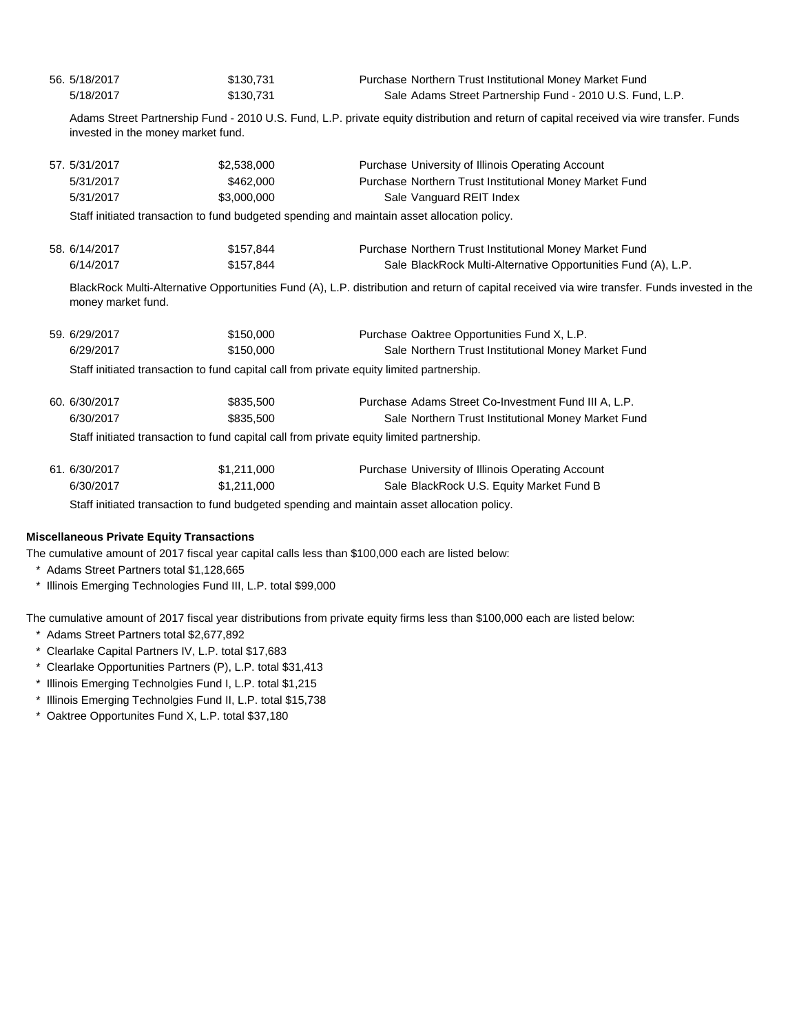| | | | |
|---|---|---|---|
| 56. 5/18/2017 | $130,731 | Purchase | Northern Trust Institutional Money Market Fund |
| 5/18/2017 | $130,731 | Sale | Adams Street Partnership Fund - 2010 U.S. Fund, L.P. |

Adams Street Partnership Fund - 2010 U.S. Fund, L.P. private equity distribution and return of capital received via wire transfer. Funds invested in the money market fund.

| | | | |
|---|---|---|---|
| 57. 5/31/2017 | $2,538,000 | Purchase | University of Illinois Operating Account |
| 5/31/2017 | $462,000 | Purchase | Northern Trust Institutional Money Market Fund |
| 5/31/2017 | $3,000,000 | Sale | Vanguard REIT Index |

Staff initiated transaction to fund budgeted spending and maintain asset allocation policy.

| | | | |
|---|---|---|---|
| 58. 6/14/2017 | $157,844 | Purchase | Northern Trust Institutional Money Market Fund |
| 6/14/2017 | $157,844 | Sale | BlackRock Multi-Alternative Opportunities Fund (A), L.P. |

BlackRock Multi-Alternative Opportunities Fund (A), L.P. distribution and return of capital received via wire transfer. Funds invested in the money market fund.

| | | | |
|---|---|---|---|
| 59. 6/29/2017 | $150,000 | Purchase | Oaktree Opportunities Fund X, L.P. |
| 6/29/2017 | $150,000 | Sale | Northern Trust Institutional Money Market Fund |

Staff initiated transaction to fund capital call from private equity limited partnership.

| | | | |
|---|---|---|---|
| 60. 6/30/2017 | $835,500 | Purchase | Adams Street Co-Investment Fund III A, L.P. |
| 6/30/2017 | $835,500 | Sale | Northern Trust Institutional Money Market Fund |

Staff initiated transaction to fund capital call from private equity limited partnership.

| | | | |
|---|---|---|---|
| 61. 6/30/2017 | $1,211,000 | Purchase | University of Illinois Operating Account |
| 6/30/2017 | $1,211,000 | Sale | BlackRock U.S. Equity Market Fund B |

Staff initiated transaction to fund budgeted spending and maintain asset allocation policy.

**Miscellaneous Private Equity Transactions**

The cumulative amount of 2017 fiscal year capital calls less than $100,000 each are listed below:

* Adams Street Partners total $1,128,665
* Illinois Emerging Technologies Fund III, L.P. total $99,000

The cumulative amount of 2017 fiscal year distributions from private equity firms less than $100,000 each are listed below:

* Adams Street Partners total $2,677,892
* Clearlake Capital Partners IV, L.P. total $17,683
* Clearlake Opportunities Partners (P), L.P. total $31,413
* Illinois Emerging Technolgies Fund I, L.P. total $1,215
* Illinois Emerging Technolgies Fund II, L.P. total $15,738
* Oaktree Opportunites Fund X, L.P. total $37,180